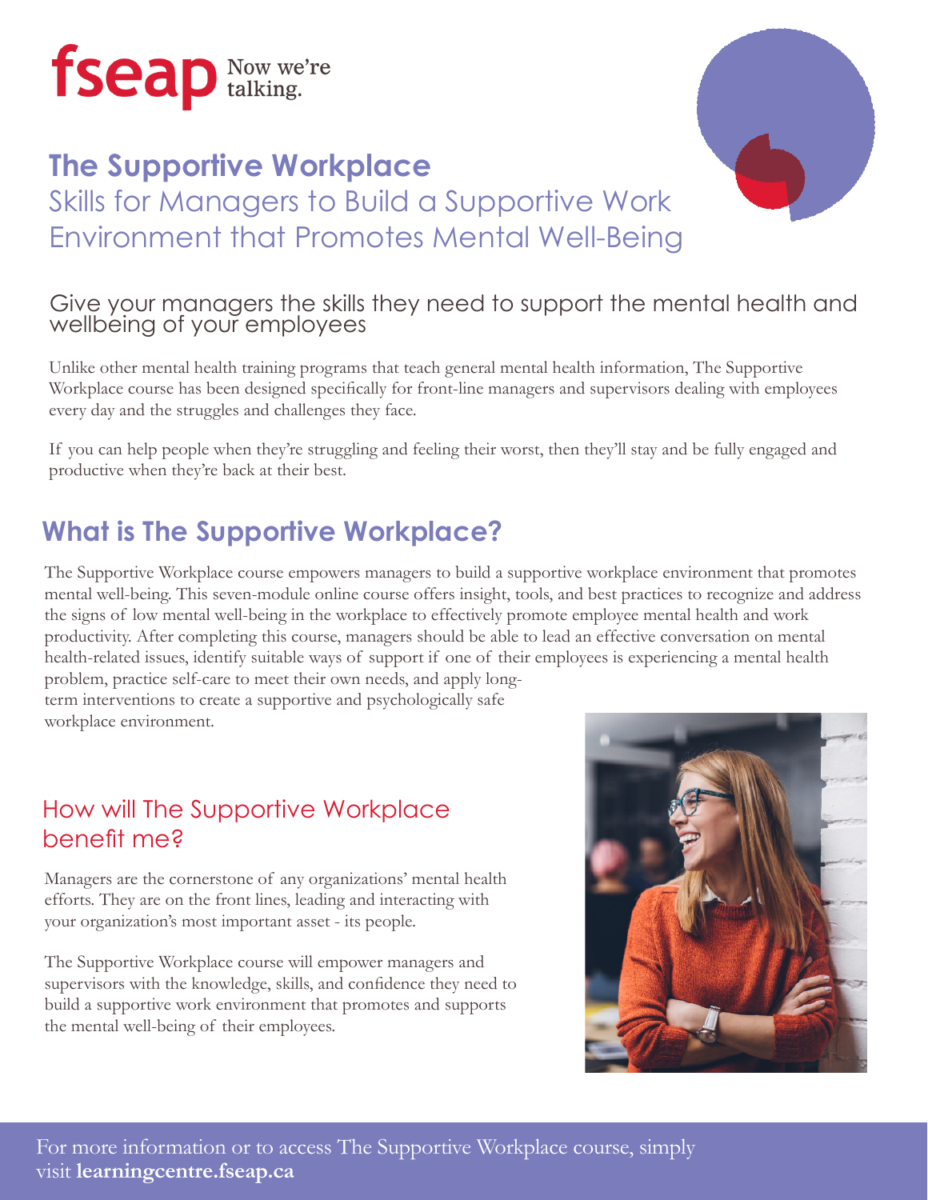fseap Now we're talking.

# The Supportive Workplace

## Skills for Managers to Build a Supportive Work Environment that Promotes Mental Well-Being

### Give your managers the skills they need to support the mental health and wellbeing of your employees

Unlike other mental health training programs that teach general mental health information, The Supportive Workplace course has been designed specifically for front-line managers and supervisors dealing with employees every day and the struggles and challenges they face.

If you can help people when they're struggling and feeling their worst, then they'll stay and be fully engaged and productive when they're back at their best.

## What is The Supportive Workplace?

The Supportive Workplace course empowers managers to build a supportive workplace environment that promotes mental well-being. This seven-module online course offers insight, tools, and best practices to recognize and address the signs of low mental well-being in the workplace to effectively promote employee mental health and work productivity. After completing this course, managers should be able to lead an effective conversation on mental health-related issues, identify suitable ways of support if one of their employees is experiencing a mental health problem, practice self-care to meet their own needs, and apply long-term interventions to create a supportive and psychologically safe workplace environment.

### How will The Supportive Workplace benefit me?

Managers are the cornerstone of any organizations' mental health efforts. They are on the front lines, leading and interacting with your organization's most important asset - its people.

The Supportive Workplace course will empower managers and supervisors with the knowledge, skills, and confidence they need to build a supportive work environment that promotes and supports the mental well-being of their employees.

For more information or to access The Supportive Workplace course, simply visit **learningcentre.fseap.ca**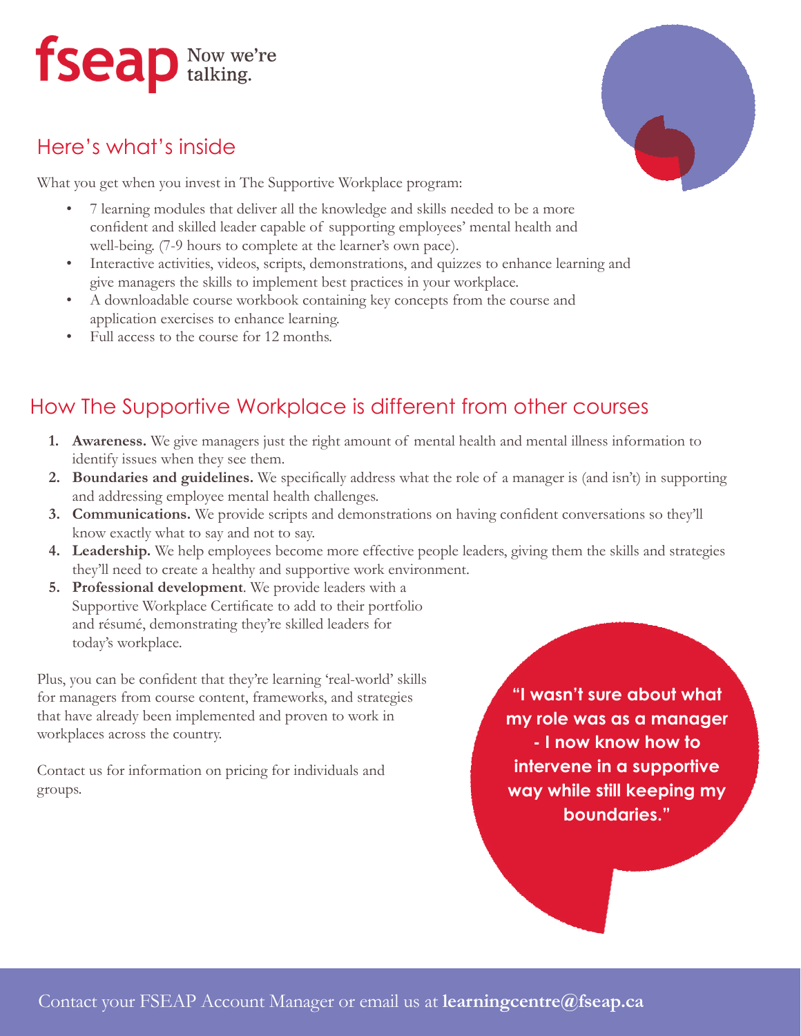fseap Now we're talking.

## Here's what's inside

What you get when you invest in The Supportive Workplace program:

- 7 learning modules that deliver all the knowledge and skills needed to be a more confident and skilled leader capable of supporting employees' mental health and well-being. (7-9 hours to complete at the learner's own pace).
- Interactive activities, videos, scripts, demonstrations, and quizzes to enhance learning and give managers the skills to implement best practices in your workplace.
- A downloadable course workbook containing key concepts from the course and application exercises to enhance learning.
- Full access to the course for 12 months.

## How The Supportive Workplace is different from other courses

1. **Awareness.** We give managers just the right amount of mental health and mental illness information to identify issues when they see them.
2. **Boundaries and guidelines.** We specifically address what the role of a manager is (and isn't) in supporting and addressing employee mental health challenges.
3. **Communications.** We provide scripts and demonstrations on having confident conversations so they'll know exactly what to say and not to say.
4. **Leadership.** We help employees become more effective people leaders, giving them the skills and strategies they'll need to create a healthy and supportive work environment.
5. **Professional development**. We provide leaders with a Supportive Workplace Certificate to add to their portfolio and résumé, demonstrating they're skilled leaders for today's workplace.

Plus, you can be confident that they're learning 'real-world' skills for managers from course content, frameworks, and strategies that have already been implemented and proven to work in workplaces across the country.

Contact us for information on pricing for individuals and groups.

**"I wasn't sure about what my role was as a manager - I now know how to intervene in a supportive way while still keeping my boundaries."**

Contact your FSEAP Account Manager or email us at **learningcentre@fseap.ca**